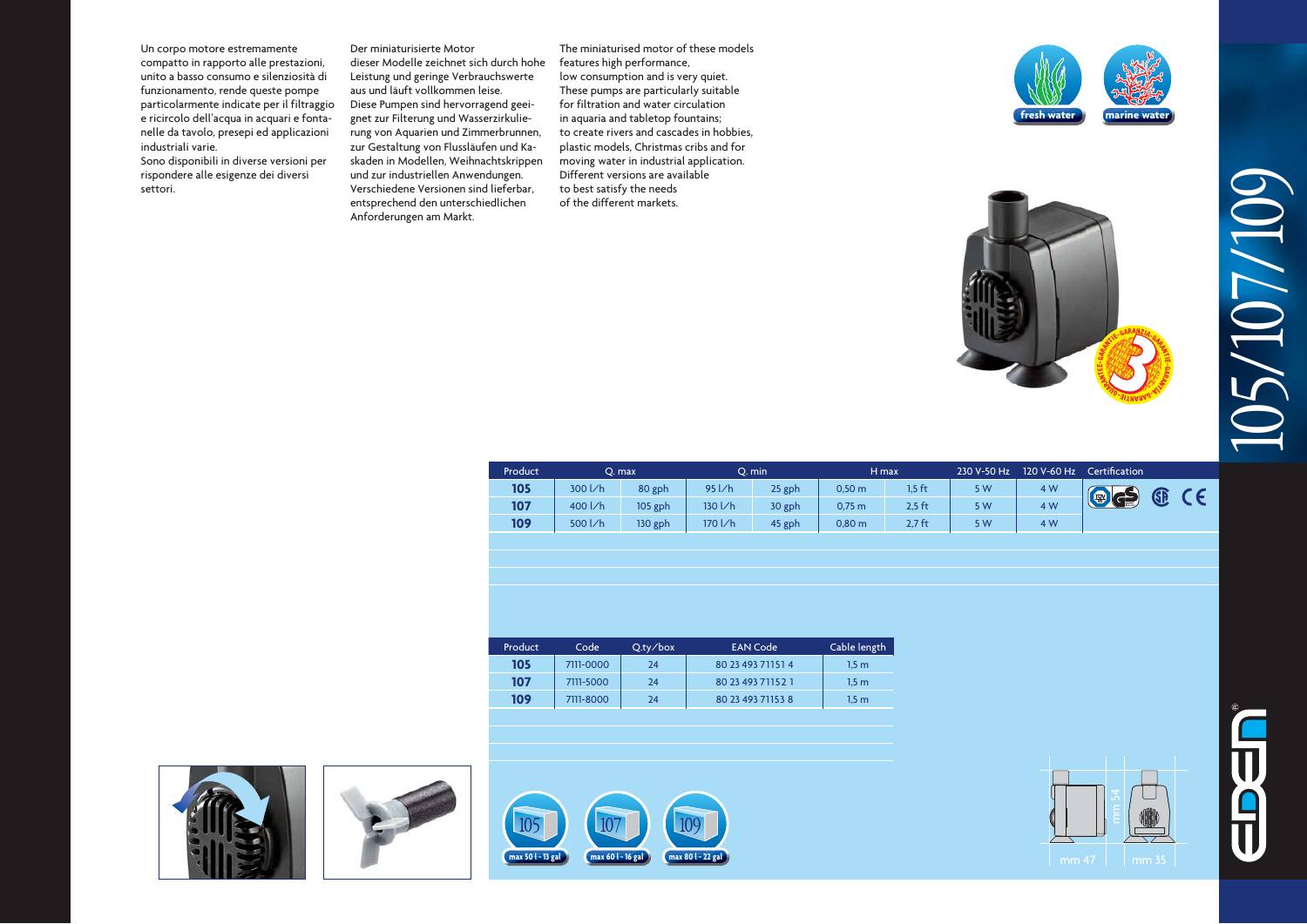# 105/107/109

Un corpo motore estremamente compatto in rapporto alle prestazioni, unito a basso consumo e silenziosità di funzionamento, rende queste pompe particolarmente indicate per il filtraggio e ricircolo dell'acqua in acquari e fontanelle da tavolo, presepi ed applicazioni industriali varie.
Sono disponibili in diverse versioni per rispondere alle esigenze dei diversi settori.

Der miniaturisierte Motor dieser Modelle zeichnet sich durch hohe Leistung und geringe Verbrauchswerte aus und läuft vollkommen leise.
Diese Pumpen sind hervorragend geeignet zur Filterung und Wasserzirkulierung von Aquarien und Zimmerbrunnen, zur Gestaltung von Flussläufen und Kaskaden in Modellen, Weihnachtskrippen und zur industriellen Anwendungen.
Verschiedene Versionen sind lieferbar, entsprechend den unterschiedlichen Anforderungen am Markt.

The miniaturised motor of these models features high performance, low consumption and is very quiet.
These pumps are particularly suitable for filtration and water circulation in aquaria and tabletop fountains; to create rivers and cascades in hobbies, plastic models, Christmas cribs and for moving water in industrial application.
Different versions are available to best satisfy the needs of the different markets.

fresh water | marine water

| Product | Q. max | | Q. min | | H max | | 230 V-50 Hz | 120 V-60 Hz | Certification |
|---|---|---|---|---|---|---|---|---|---|
| **105** | 300 l/h | 80 gph | 95 l/h | 25 gph | 0,50 m | 1,5 ft | 5 W | 4 W | |
| **107** | 400 l/h | 105 gph | 130 l/h | 30 gph | 0,75 m | 2,5 ft | 5 W | 4 W | |
| **109** | 500 l/h | 130 gph | 170 l/h | 45 gph | 0,80 m | 2,7 ft | 5 W | 4 W | |

| Product | Code | Q.ty/box | EAN Code | Cable length |
|---|---|---|---|---|
| **105** | 7111-0000 | 24 | 80 23 493 71151 4 | 1,5 m |
| **107** | 7111-5000 | 24 | 80 23 493 71152 1 | 1,5 m |
| **109** | 7111-8000 | 24 | 80 23 493 71153 8 | 1,5 m |

105 max 50 l - 13 gal | 107 max 60 l - 16 gal | 109 max 80 l - 22 gal

mm 54 | mm 47 | mm 35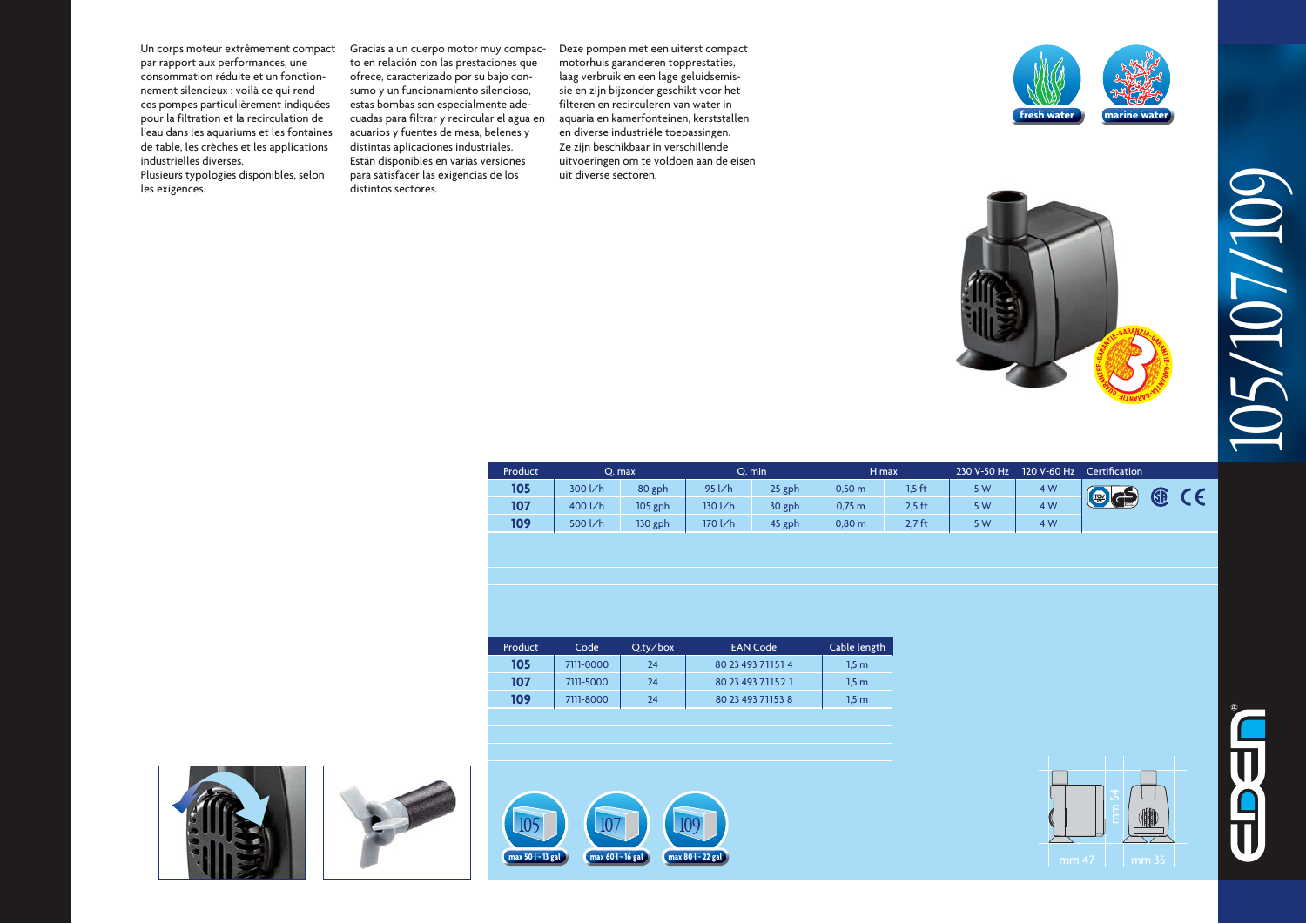Un corps moteur extrêmement compact par rapport aux performances, une consommation réduite et un fonctionnement silencieux : voilà ce qui rend ces pompes particulièrement indiquées pour la filtration et la recirculation de l'eau dans les aquariums et les fontaines de table, les crèches et les applications industrielles diverses.
Plusieurs typologies disponibles, selon les exigences.

Gracias a un cuerpo motor muy compacto en relación con las prestaciones que ofrece, caracterizado por su bajo consumo y un funcionamiento silencioso, estas bombas son especialmente adecuadas para filtrar y recircular el agua en acuarios y fuentes de mesa, belenes y distintas aplicaciones industriales.
Están disponibles en varias versiones para satisfacer las exigencias de los distintos sectores.

Deze pompen met een uiterst compact motorhuis garanderen topprestaties, laag verbruik en een lage geluidsemissie en zijn bijzonder geschikt voor het filteren en recirculeren van water in aquaria en kamerfonteinen, kerststallen en diverse industriële toepassingen.
Ze zijn beschikbaar in verschillende uitvoeringen om te voldoen aan de eisen uit diverse sectoren.

fresh water

marine water

# 105/107/109

| Product | Q. max | | Q. min | | H max | | 230 V-50 Hz | 120 V-60 Hz | Certification |
|---|---|---|---|---|---|---|---|---|---|
| **105** | 300 l/h | 80 gph | 95 l/h | 25 gph | 0,50 m | 1,5 ft | 5 W | 4 W | |
| **107** | 400 l/h | 105 gph | 130 l/h | 30 gph | 0,75 m | 2,5 ft | 5 W | 4 W | |
| **109** | 500 l/h | 130 gph | 170 l/h | 45 gph | 0,80 m | 2,7 ft | 5 W | 4 W | |

| Product | Code | Q.ty/box | EAN Code | Cable length |
|---|---|---|---|---|
| **105** | 7111-0000 | 24 | 80 23 493 71151 4 | 1,5 m |
| **107** | 7111-5000 | 24 | 80 23 493 71152 1 | 1,5 m |
| **109** | 7111-8000 | 24 | 80 23 493 71153 8 | 1,5 m |

105 max 50 l - 13 gal

107 max 60 l - 16 gal

109 max 80 l - 22 gal

mm 54

mm 47

mm 35